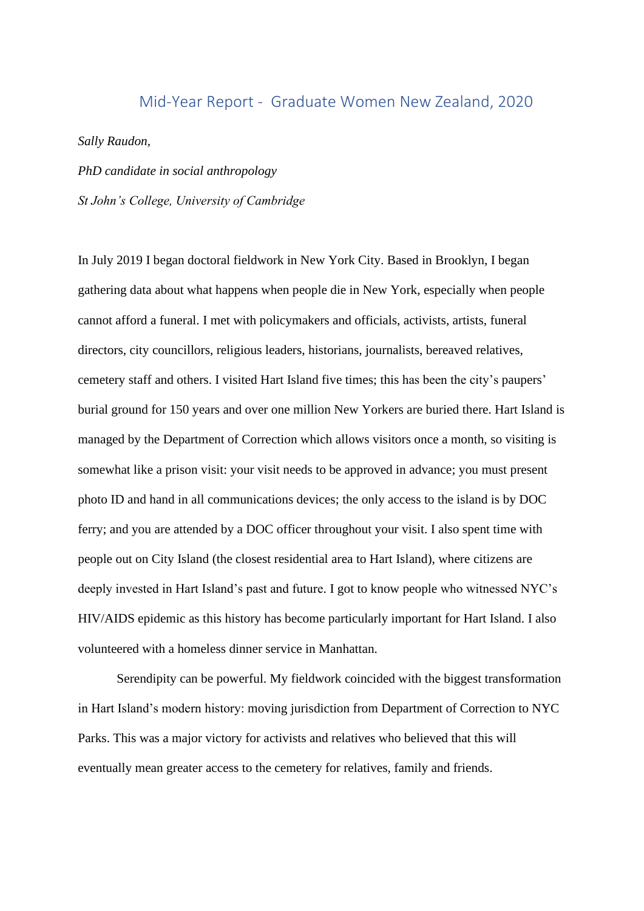# Mid-Year Report - Graduate Women New Zealand, 2020

*Sally Raudon,*

*PhD candidate in social anthropology*

*St John's College, University of Cambridge*

In July 2019 I began doctoral fieldwork in New York City. Based in Brooklyn, I began gathering data about what happens when people die in New York, especially when people cannot afford a funeral. I met with policymakers and officials, activists, artists, funeral directors, city councillors, religious leaders, historians, journalists, bereaved relatives, cemetery staff and others. I visited Hart Island five times; this has been the city's paupers' burial ground for 150 years and over one million New Yorkers are buried there. Hart Island is managed by the Department of Correction which allows visitors once a month, so visiting is somewhat like a prison visit: your visit needs to be approved in advance; you must present photo ID and hand in all communications devices; the only access to the island is by DOC ferry; and you are attended by a DOC officer throughout your visit. I also spent time with people out on City Island (the closest residential area to Hart Island), where citizens are deeply invested in Hart Island's past and future. I got to know people who witnessed NYC's HIV/AIDS epidemic as this history has become particularly important for Hart Island. I also volunteered with a homeless dinner service in Manhattan.

Serendipity can be powerful. My fieldwork coincided with the biggest transformation in Hart Island's modern history: moving jurisdiction from Department of Correction to NYC Parks. This was a major victory for activists and relatives who believed that this will eventually mean greater access to the cemetery for relatives, family and friends.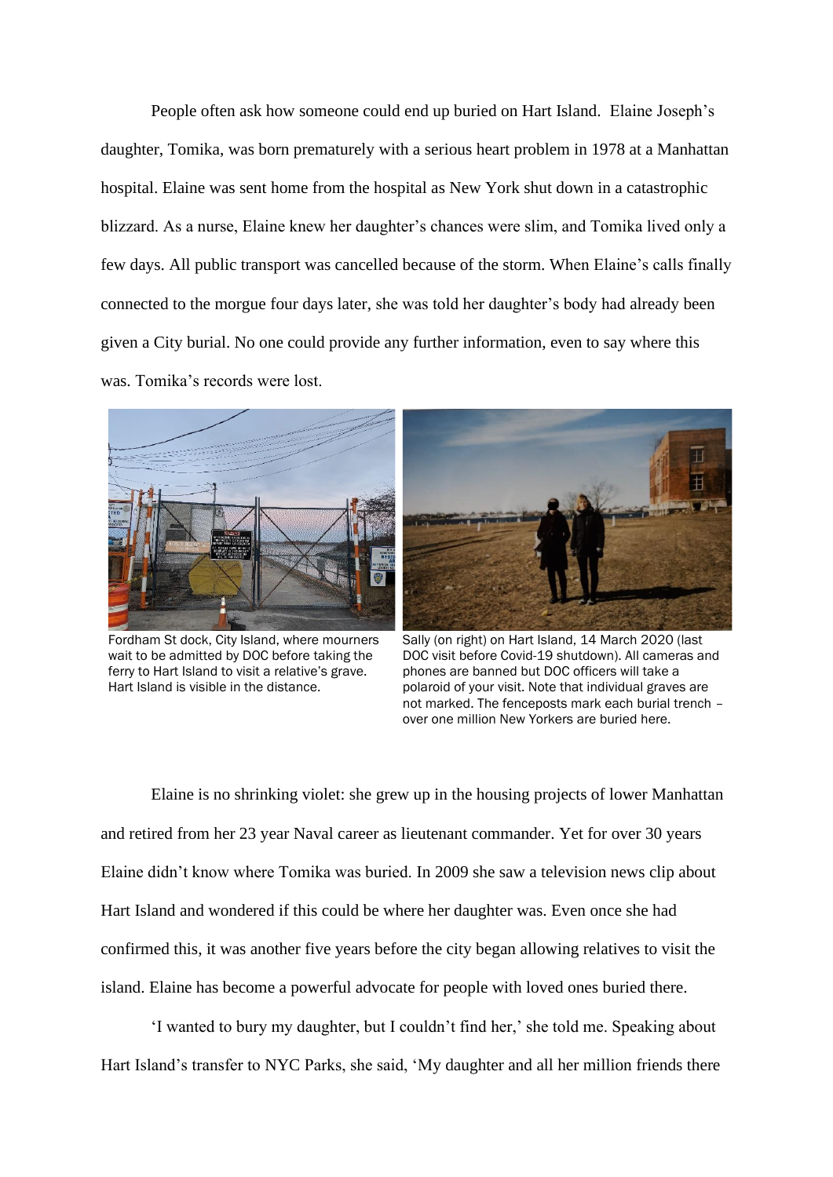People often ask how someone could end up buried on Hart Island. Elaine Joseph's daughter, Tomika, was born prematurely with a serious heart problem in 1978 at a Manhattan hospital. Elaine was sent home from the hospital as New York shut down in a catastrophic blizzard. As a nurse, Elaine knew her daughter's chances were slim, and Tomika lived only a few days. All public transport was cancelled because of the storm. When Elaine's calls finally connected to the morgue four days later, she was told her daughter's body had already been given a City burial. No one could provide any further information, even to say where this was. Tomika's records were lost.

Fordham St dock, City Island, where mourners wait to be admitted by DOC before taking the ferry to Hart Island to visit a relative's grave. Hart Island is visible in the distance.

Sally (on right) on Hart Island, 14 March 2020 (last DOC visit before Covid-19 shutdown). All cameras and phones are banned but DOC officers will take a polaroid of your visit. Note that individual graves are not marked. The fenceposts mark each burial trench – over one million New Yorkers are buried here.

Elaine is no shrinking violet: she grew up in the housing projects of lower Manhattan and retired from her 23 year Naval career as lieutenant commander. Yet for over 30 years Elaine didn't know where Tomika was buried. In 2009 she saw a television news clip about Hart Island and wondered if this could be where her daughter was. Even once she had confirmed this, it was another five years before the city began allowing relatives to visit the island. Elaine has become a powerful advocate for people with loved ones buried there.

'I wanted to bury my daughter, but I couldn't find her,' she told me. Speaking about Hart Island's transfer to NYC Parks, she said, 'My daughter and all her million friends there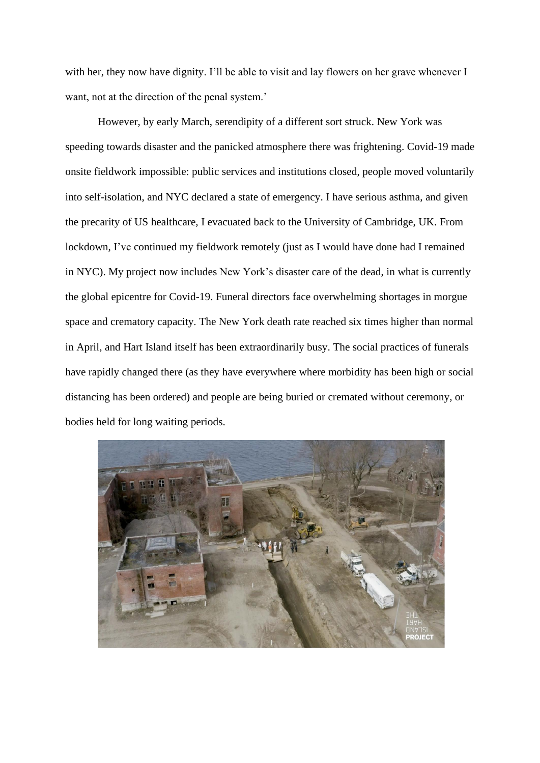with her, they now have dignity. I'll be able to visit and lay flowers on her grave whenever I want, not at the direction of the penal system.'

However, by early March, serendipity of a different sort struck. New York was speeding towards disaster and the panicked atmosphere there was frightening. Covid-19 made onsite fieldwork impossible: public services and institutions closed, people moved voluntarily into self-isolation, and NYC declared a state of emergency. I have serious asthma, and given the precarity of US healthcare, I evacuated back to the University of Cambridge, UK. From lockdown, I've continued my fieldwork remotely (just as I would have done had I remained in NYC). My project now includes New York's disaster care of the dead, in what is currently the global epicentre for Covid-19. Funeral directors face overwhelming shortages in morgue space and crematory capacity. The New York death rate reached six times higher than normal in April, and Hart Island itself has been extraordinarily busy. The social practices of funerals have rapidly changed there (as they have everywhere where morbidity has been high or social distancing has been ordered) and people are being buried or cremated without ceremony, or bodies held for long waiting periods.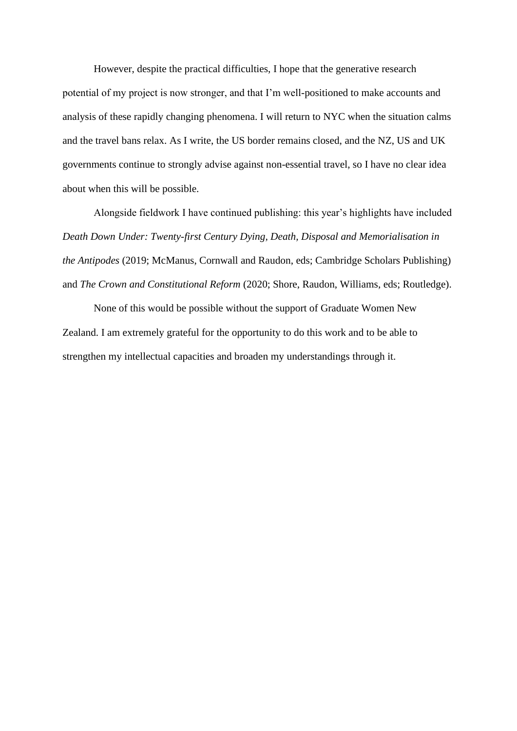However, despite the practical difficulties, I hope that the generative research potential of my project is now stronger, and that I'm well-positioned to make accounts and analysis of these rapidly changing phenomena. I will return to NYC when the situation calms and the travel bans relax. As I write, the US border remains closed, and the NZ, US and UK governments continue to strongly advise against non-essential travel, so I have no clear idea about when this will be possible.

Alongside fieldwork I have continued publishing: this year's highlights have included *Death Down Under: Twenty-first Century Dying, Death, Disposal and Memorialisation in the Antipodes* (2019; McManus, Cornwall and Raudon, eds; Cambridge Scholars Publishing) and *The Crown and Constitutional Reform* (2020; Shore, Raudon, Williams, eds; Routledge).

None of this would be possible without the support of Graduate Women New Zealand. I am extremely grateful for the opportunity to do this work and to be able to strengthen my intellectual capacities and broaden my understandings through it.